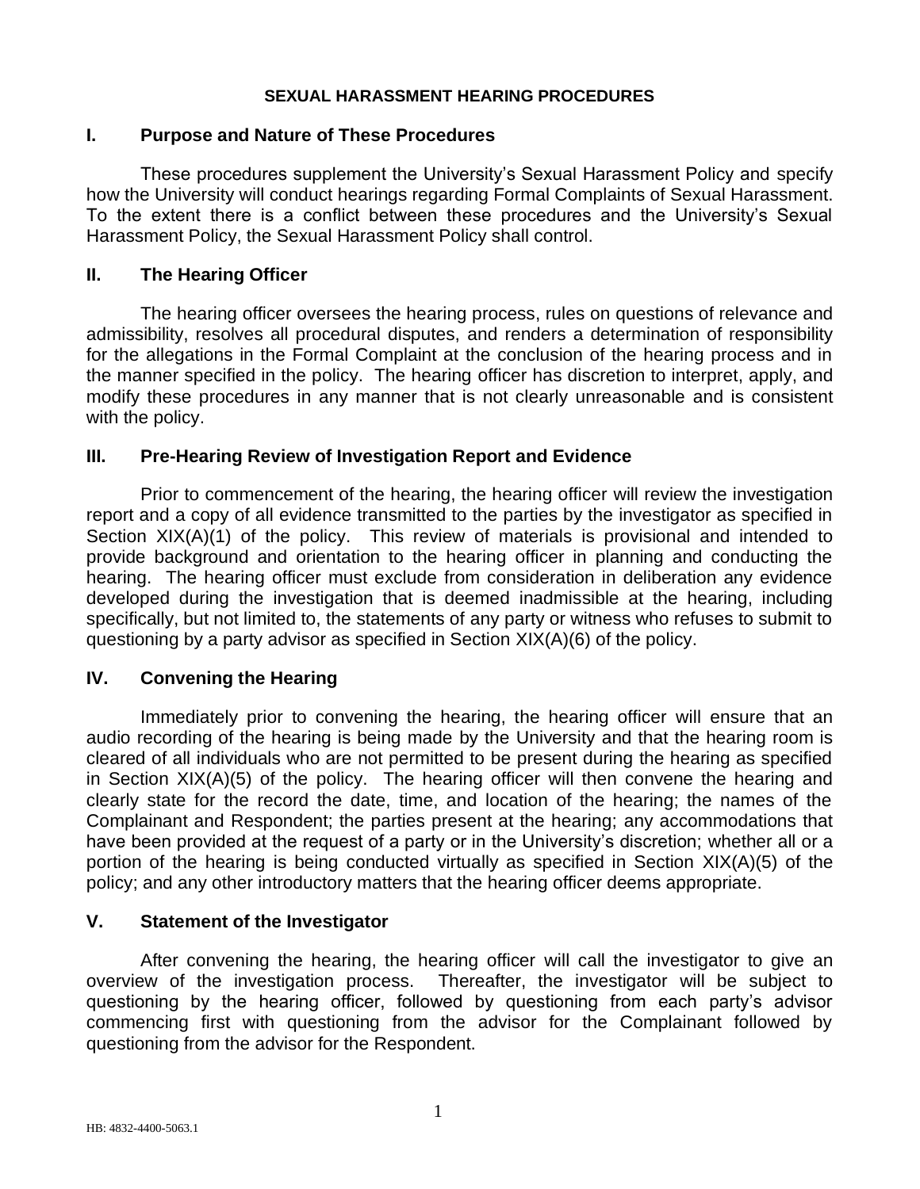# SEXUAL HARASSMENT HEARING PROCEDURES

## I. Purpose and Nature of These Procedures

These procedures supplement the University's Sexual Harassment Policy and specify how the University will conduct hearings regarding Formal Complaints of Sexual Harassment. To the extent there is a conflict between these procedures and the University's Sexual Harassment Policy, the Sexual Harassment Policy shall control.

## II. The Hearing Officer

The hearing officer oversees the hearing process, rules on questions of relevance and admissibility, resolves all procedural disputes, and renders a determination of responsibility for the allegations in the Formal Complaint at the conclusion of the hearing process and in the manner specified in the policy. The hearing officer has discretion to interpret, apply, and modify these procedures in any manner that is not clearly unreasonable and is consistent with the policy.

## III. Pre-Hearing Review of Investigation Report and Evidence

Prior to commencement of the hearing, the hearing officer will review the investigation report and a copy of all evidence transmitted to the parties by the investigator as specified in Section XIX(A)(1) of the policy. This review of materials is provisional and intended to provide background and orientation to the hearing officer in planning and conducting the hearing. The hearing officer must exclude from consideration in deliberation any evidence developed during the investigation that is deemed inadmissible at the hearing, including specifically, but not limited to, the statements of any party or witness who refuses to submit to questioning by a party advisor as specified in Section XIX(A)(6) of the policy.

## IV. Convening the Hearing

Immediately prior to convening the hearing, the hearing officer will ensure that an audio recording of the hearing is being made by the University and that the hearing room is cleared of all individuals who are not permitted to be present during the hearing as specified in Section XIX(A)(5) of the policy. The hearing officer will then convene the hearing and clearly state for the record the date, time, and location of the hearing; the names of the Complainant and Respondent; the parties present at the hearing; any accommodations that have been provided at the request of a party or in the University's discretion; whether all or a portion of the hearing is being conducted virtually as specified in Section XIX(A)(5) of the policy; and any other introductory matters that the hearing officer deems appropriate.

## V. Statement of the Investigator

After convening the hearing, the hearing officer will call the investigator to give an overview of the investigation process. Thereafter, the investigator will be subject to questioning by the hearing officer, followed by questioning from each party's advisor commencing first with questioning from the advisor for the Complainant followed by questioning from the advisor for the Respondent.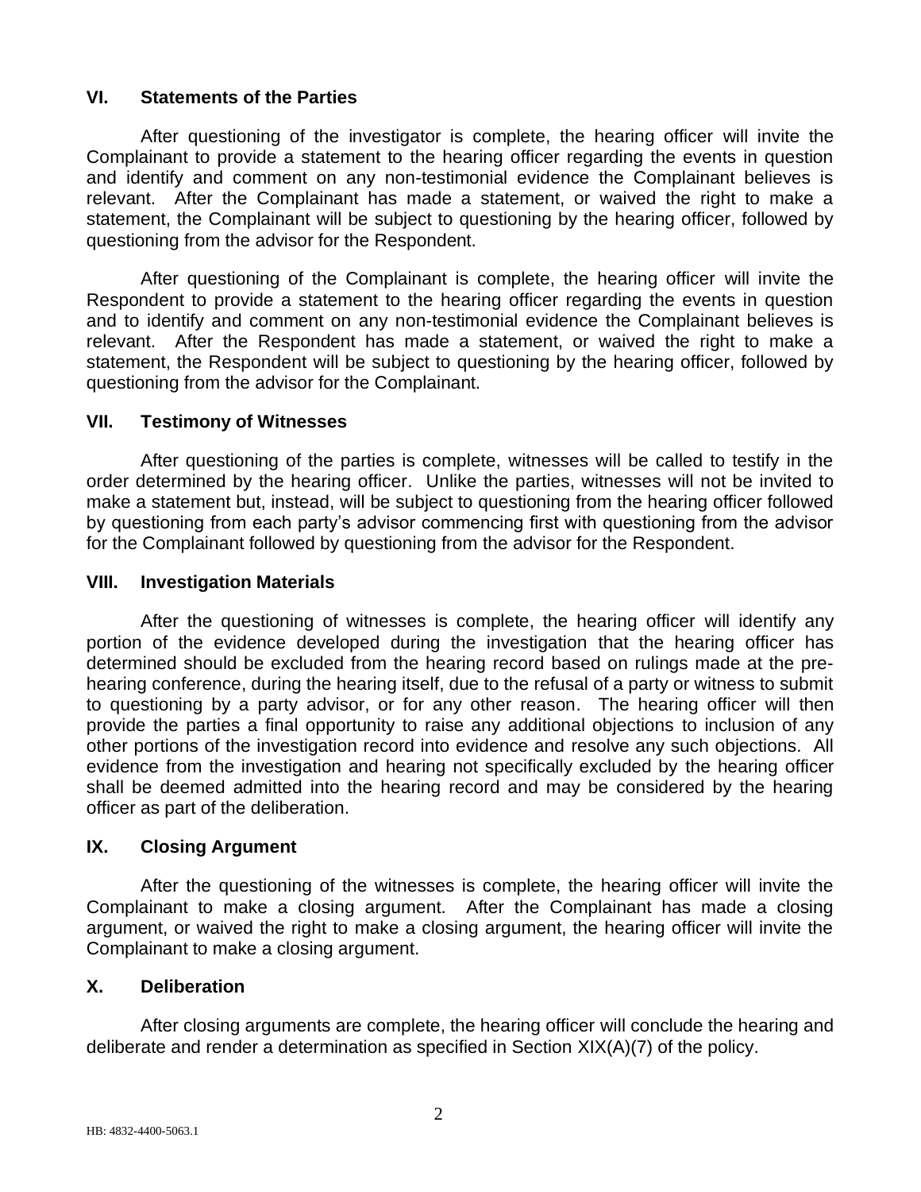## VI. Statements of the Parties

After questioning of the investigator is complete, the hearing officer will invite the Complainant to provide a statement to the hearing officer regarding the events in question and identify and comment on any non-testimonial evidence the Complainant believes is relevant. After the Complainant has made a statement, or waived the right to make a statement, the Complainant will be subject to questioning by the hearing officer, followed by questioning from the advisor for the Respondent.

After questioning of the Complainant is complete, the hearing officer will invite the Respondent to provide a statement to the hearing officer regarding the events in question and to identify and comment on any non-testimonial evidence the Complainant believes is relevant. After the Respondent has made a statement, or waived the right to make a statement, the Respondent will be subject to questioning by the hearing officer, followed by questioning from the advisor for the Complainant.

## VII. Testimony of Witnesses

After questioning of the parties is complete, witnesses will be called to testify in the order determined by the hearing officer. Unlike the parties, witnesses will not be invited to make a statement but, instead, will be subject to questioning from the hearing officer followed by questioning from each party's advisor commencing first with questioning from the advisor for the Complainant followed by questioning from the advisor for the Respondent.

## VIII. Investigation Materials

After the questioning of witnesses is complete, the hearing officer will identify any portion of the evidence developed during the investigation that the hearing officer has determined should be excluded from the hearing record based on rulings made at the pre-hearing conference, during the hearing itself, due to the refusal of a party or witness to submit to questioning by a party advisor, or for any other reason. The hearing officer will then provide the parties a final opportunity to raise any additional objections to inclusion of any other portions of the investigation record into evidence and resolve any such objections. All evidence from the investigation and hearing not specifically excluded by the hearing officer shall be deemed admitted into the hearing record and may be considered by the hearing officer as part of the deliberation.

## IX. Closing Argument

After the questioning of the witnesses is complete, the hearing officer will invite the Complainant to make a closing argument. After the Complainant has made a closing argument, or waived the right to make a closing argument, the hearing officer will invite the Complainant to make a closing argument.

## X. Deliberation

After closing arguments are complete, the hearing officer will conclude the hearing and deliberate and render a determination as specified in Section XIX(A)(7) of the policy.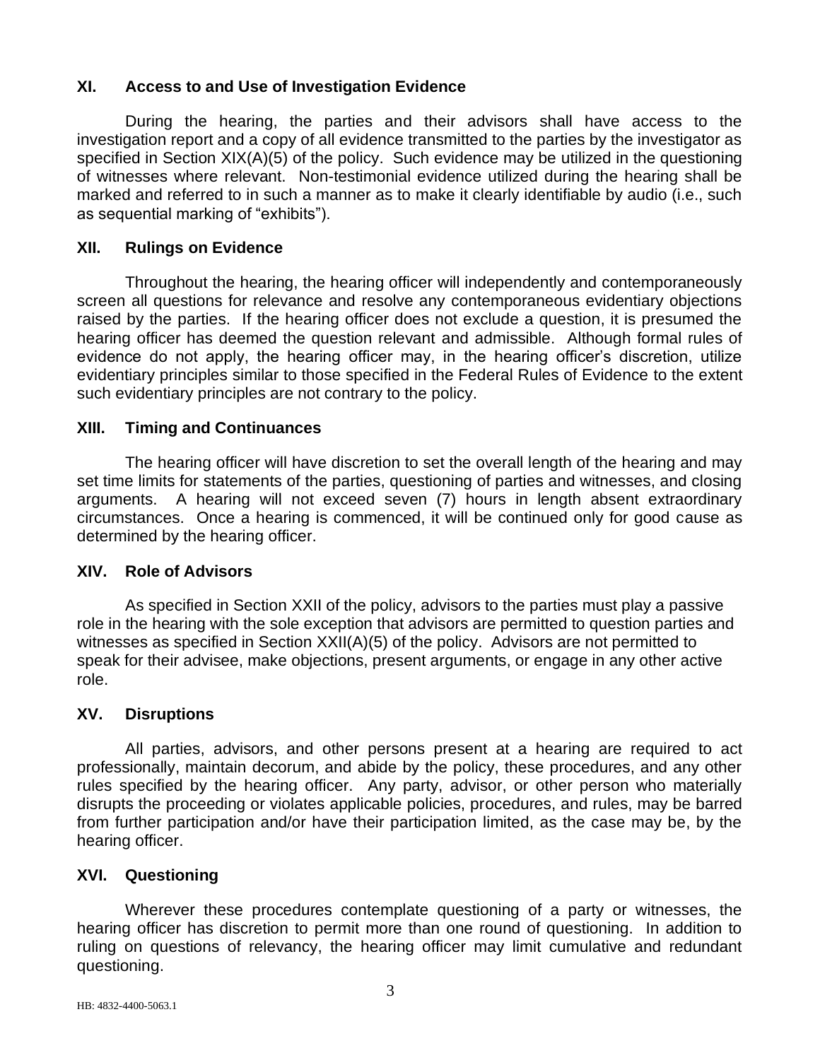## XI. Access to and Use of Investigation Evidence

During the hearing, the parties and their advisors shall have access to the investigation report and a copy of all evidence transmitted to the parties by the investigator as specified in Section XIX(A)(5) of the policy. Such evidence may be utilized in the questioning of witnesses where relevant. Non-testimonial evidence utilized during the hearing shall be marked and referred to in such a manner as to make it clearly identifiable by audio (i.e., such as sequential marking of "exhibits").

## XII. Rulings on Evidence

Throughout the hearing, the hearing officer will independently and contemporaneously screen all questions for relevance and resolve any contemporaneous evidentiary objections raised by the parties. If the hearing officer does not exclude a question, it is presumed the hearing officer has deemed the question relevant and admissible. Although formal rules of evidence do not apply, the hearing officer may, in the hearing officer's discretion, utilize evidentiary principles similar to those specified in the Federal Rules of Evidence to the extent such evidentiary principles are not contrary to the policy.

## XIII. Timing and Continuances

The hearing officer will have discretion to set the overall length of the hearing and may set time limits for statements of the parties, questioning of parties and witnesses, and closing arguments. A hearing will not exceed seven (7) hours in length absent extraordinary circumstances. Once a hearing is commenced, it will be continued only for good cause as determined by the hearing officer.

## XIV. Role of Advisors

As specified in Section XXII of the policy, advisors to the parties must play a passive role in the hearing with the sole exception that advisors are permitted to question parties and witnesses as specified in Section XXII(A)(5) of the policy. Advisors are not permitted to speak for their advisee, make objections, present arguments, or engage in any other active role.

## XV. Disruptions

All parties, advisors, and other persons present at a hearing are required to act professionally, maintain decorum, and abide by the policy, these procedures, and any other rules specified by the hearing officer. Any party, advisor, or other person who materially disrupts the proceeding or violates applicable policies, procedures, and rules, may be barred from further participation and/or have their participation limited, as the case may be, by the hearing officer.

## XVI. Questioning

Wherever these procedures contemplate questioning of a party or witnesses, the hearing officer has discretion to permit more than one round of questioning. In addition to ruling on questions of relevancy, the hearing officer may limit cumulative and redundant questioning.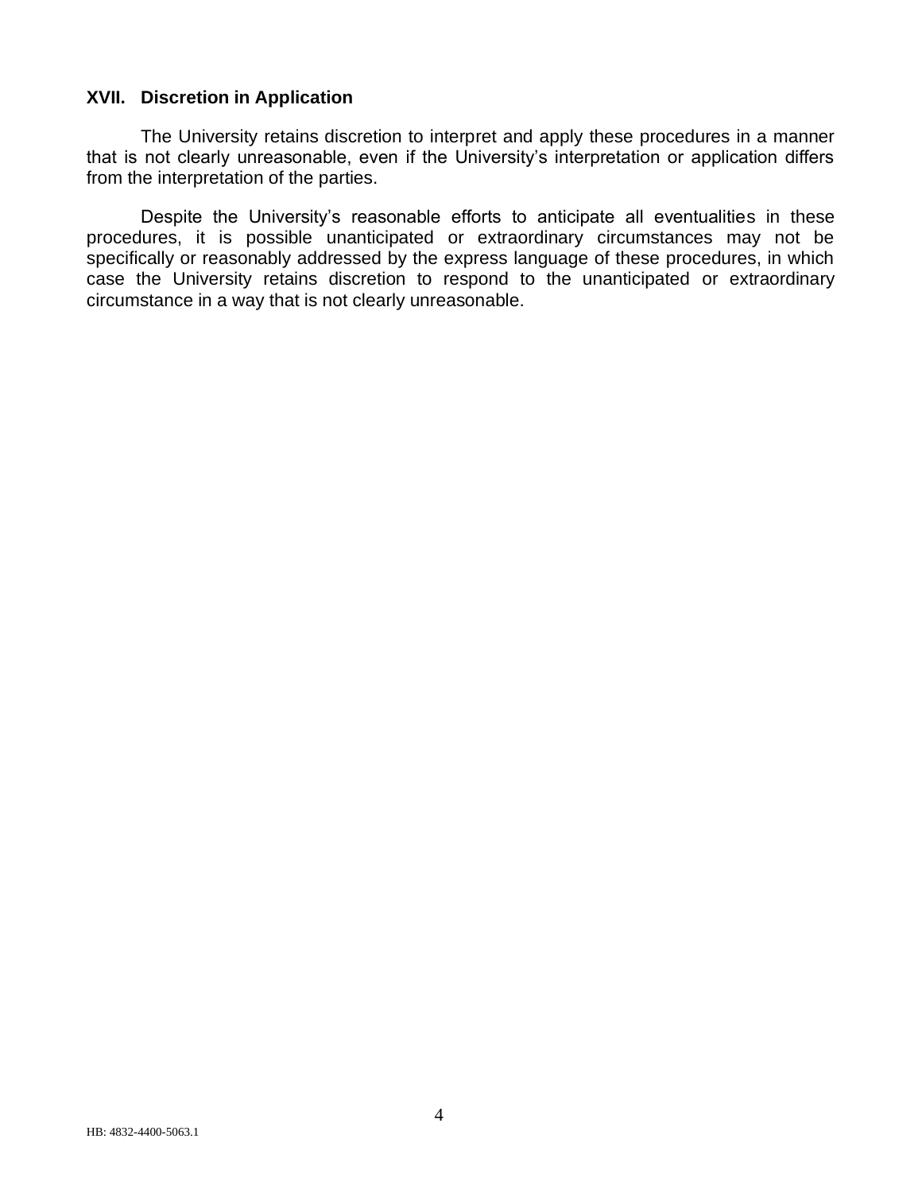## XVII. Discretion in Application

The University retains discretion to interpret and apply these procedures in a manner that is not clearly unreasonable, even if the University's interpretation or application differs from the interpretation of the parties.

Despite the University's reasonable efforts to anticipate all eventualities in these procedures, it is possible unanticipated or extraordinary circumstances may not be specifically or reasonably addressed by the express language of these procedures, in which case the University retains discretion to respond to the unanticipated or extraordinary circumstance in a way that is not clearly unreasonable.